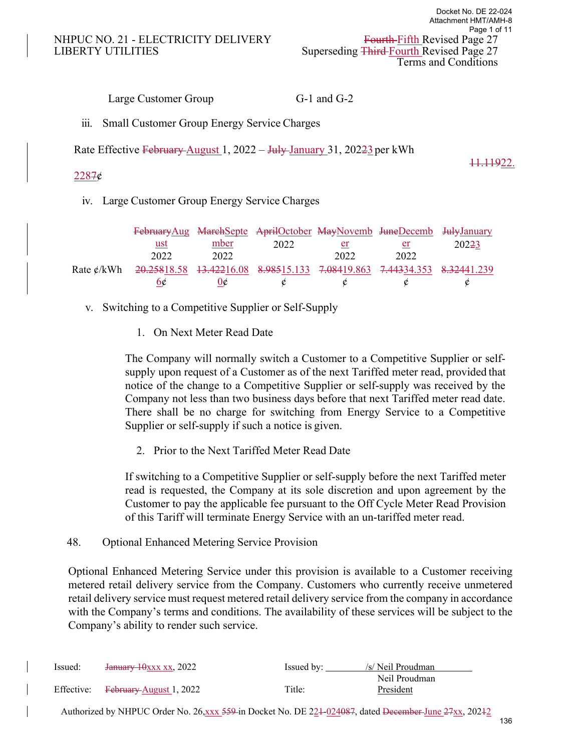NHPUC NO. 21 - ELECTRICITY DELIVERY
LIBERTY UTILITIES

~~Fourth~~ Fifth Revised Page 27
Superseding ~~Third~~ Fourth Revised Page 27
Terms and Conditions

Large Customer Group G-1 and G-2

iii. Small Customer Group Energy Service Charges

Rate Effective ~~February~~ August 1, 2022 – ~~July~~ January 31, 202~~2~~3 per kWh ~~11.119~~22.2287¢

iv. Large Customer Group Energy Service Charges

| | ~~February~~August 2022 | ~~March~~September 2022 | ~~April~~October 2022 | ~~May~~November 2022 | ~~June~~December 2022 | ~~July~~January 202~~2~~3 |
|---|---|---|---|---|---|---|
| Rate ¢/kWh | ~~20.258~~18.586¢ | ~~13.422~~16.080¢ | ~~8.985~~15.133¢ | ~~7.084~~19.863¢ | ~~7.443~~34.353¢ | ~~8.324~~41.239¢ |

v. Switching to a Competitive Supplier or Self-Supply

1. On Next Meter Read Date

The Company will normally switch a Customer to a Competitive Supplier or self-supply upon request of a Customer as of the next Tariffed meter read, provided that notice of the change to a Competitive Supplier or self-supply was received by the Company not less than two business days before that next Tariffed meter read date. There shall be no charge for switching from Energy Service to a Competitive Supplier or self-supply if such a notice is given.

2. Prior to the Next Tariffed Meter Read Date

If switching to a Competitive Supplier or self-supply before the next Tariffed meter read is requested, the Company at its sole discretion and upon agreement by the Customer to pay the applicable fee pursuant to the Off Cycle Meter Read Provision of this Tariff will terminate Energy Service with an un-tariffed meter read.

48. Optional Enhanced Metering Service Provision

Optional Enhanced Metering Service under this provision is available to a Customer receiving metered retail delivery service from the Company. Customers who currently receive unmetered retail delivery service must request metered retail delivery service from the company in accordance with the Company's terms and conditions. The availability of these services will be subject to the Company's ability to render such service.

Issued: ~~January 10~~xxx xx, 2022 Issued by: /s/ Neil Proudman

Effective: ~~February~~ August 1, 2022 Title: Neil Proudman, President

Authorized by NHPUC Order No. 26,xxx ~~559~~ in Docket No. DE 2~~1~~2-~~024~~087, dated ~~December~~ June ~~27~~xx, 202~~1~~2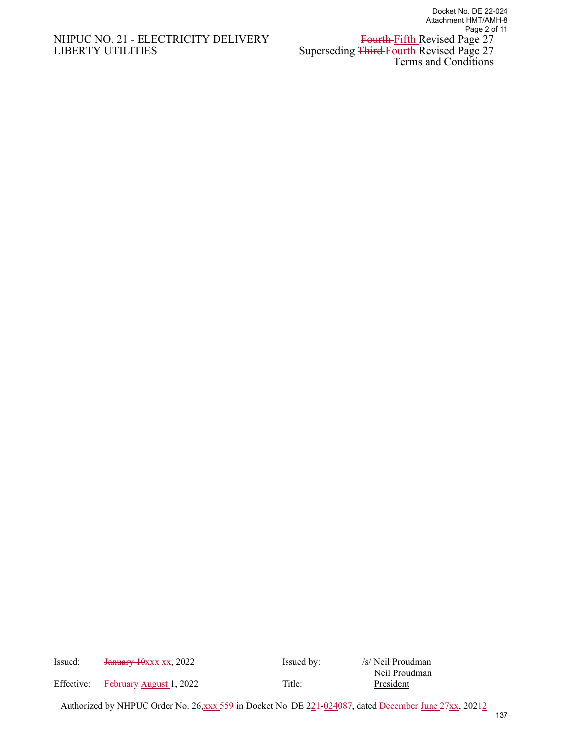NHPUC NO. 21 - ELECTRICITY DELIVERY
LIBERTY UTILITIES

~~Fourth~~ Fifth Revised Page 27
Superseding ~~Third~~ Fourth Revised Page 27
Terms and Conditions

Issued: ~~January 10~~xxx xx, 2022

Issued by: /s/ Neil Proudman
Neil Proudman

Effective: ~~February~~ August 1, 2022

Title: President

Authorized by NHPUC Order No. 26,xxx ~~559~~ in Docket No. DE 2~~1~~2-~~087~~024, dated ~~December~~ June ~~27~~xx, 202~~1~~2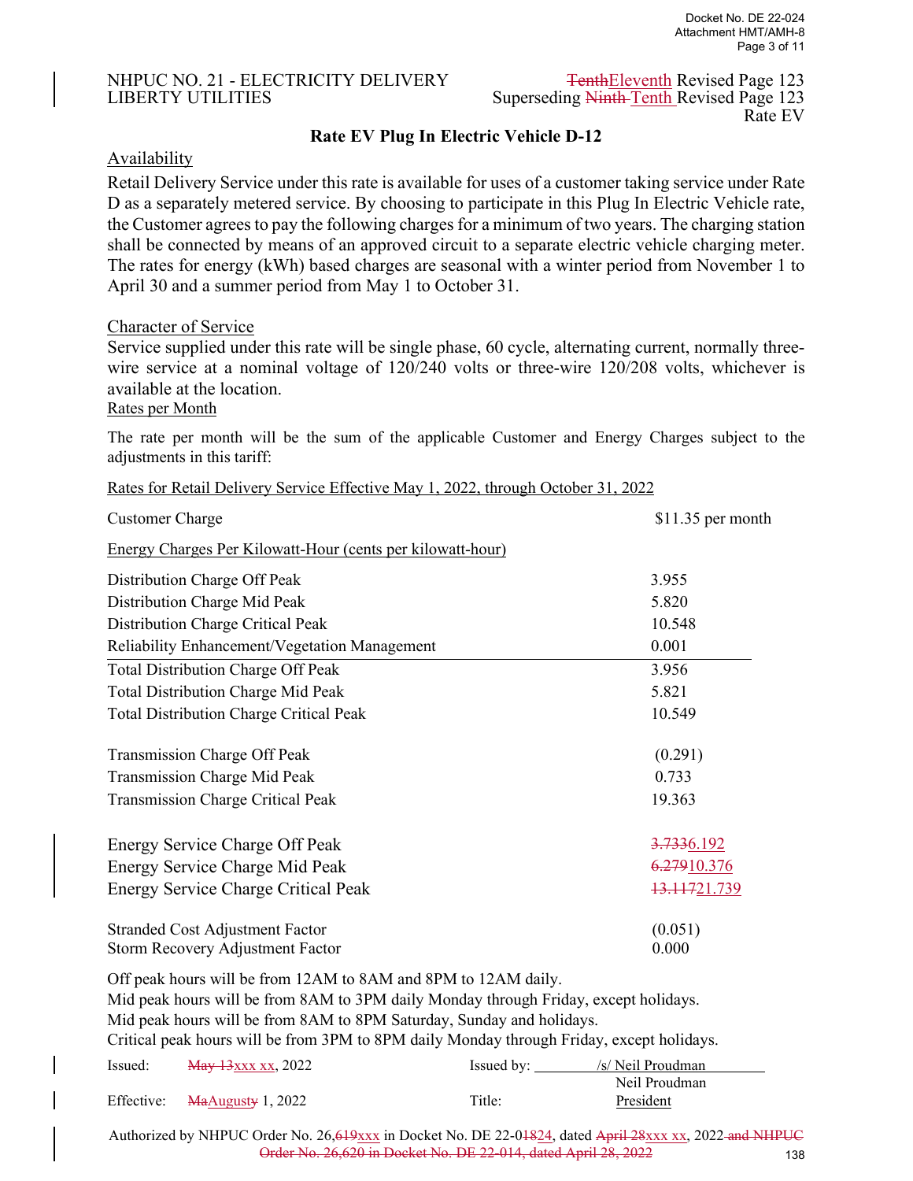NHPUC NO. 21 - ELECTRICITY DELIVERY
LIBERTY UTILITIES

~~Tenth~~Eleventh Revised Page 123
Superseding ~~Ninth~~ Tenth Revised Page 123
Rate EV

## Rate EV Plug In Electric Vehicle D-12

### Availability

Retail Delivery Service under this rate is available for uses of a customer taking service under Rate D as a separately metered service. By choosing to participate in this Plug In Electric Vehicle rate, the Customer agrees to pay the following charges for a minimum of two years. The charging station shall be connected by means of an approved circuit to a separate electric vehicle charging meter. The rates for energy (kWh) based charges are seasonal with a winter period from November 1 to April 30 and a summer period from May 1 to October 31.

### Character of Service

Service supplied under this rate will be single phase, 60 cycle, alternating current, normally three-wire service at a nominal voltage of 120/240 volts or three-wire 120/208 volts, whichever is available at the location.

### Rates per Month

The rate per month will be the sum of the applicable Customer and Energy Charges subject to the adjustments in this tariff:

Rates for Retail Delivery Service Effective May 1, 2022, through October 31, 2022

| | |
|---|---|
| Customer Charge | $11.35 per month |
| **Energy Charges Per Kilowatt-Hour (cents per kilowatt-hour)** | |
| Distribution Charge Off Peak | 3.955 |
| Distribution Charge Mid Peak | 5.820 |
| Distribution Charge Critical Peak | 10.548 |
| Reliability Enhancement/Vegetation Management | 0.001 |
| Total Distribution Charge Off Peak | 3.956 |
| Total Distribution Charge Mid Peak | 5.821 |
| Total Distribution Charge Critical Peak | 10.549 |
| Transmission Charge Off Peak | (0.291) |
| Transmission Charge Mid Peak | 0.733 |
| Transmission Charge Critical Peak | 19.363 |
| Energy Service Charge Off Peak | ~~3.733~~6.192 |
| Energy Service Charge Mid Peak | ~~6.279~~10.376 |
| Energy Service Charge Critical Peak | ~~13.117~~21.739 |
| Stranded Cost Adjustment Factor | (0.051) |
| Storm Recovery Adjustment Factor | 0.000 |

Off peak hours will be from 12AM to 8AM and 8PM to 12AM daily.
Mid peak hours will be from 8AM to 3PM daily Monday through Friday, except holidays.
Mid peak hours will be from 8AM to 8PM Saturday, Sunday and holidays.
Critical peak hours will be from 3PM to 8PM daily Monday through Friday, except holidays.

Issued: ~~May 13~~xxx xx, 2022 Issued by: /s/ Neil Proudman
Neil Proudman

Effective: ~~May~~August 1, 2022 Title: President

Authorized by NHPUC Order No. 26,~~619~~xxx in Docket No. DE 22-0~~1~~824, dated ~~April 28~~xxx xx, 2022 ~~and NHPUC Order No. 26,620 in Docket No. DE 22-014, dated April 28, 2022~~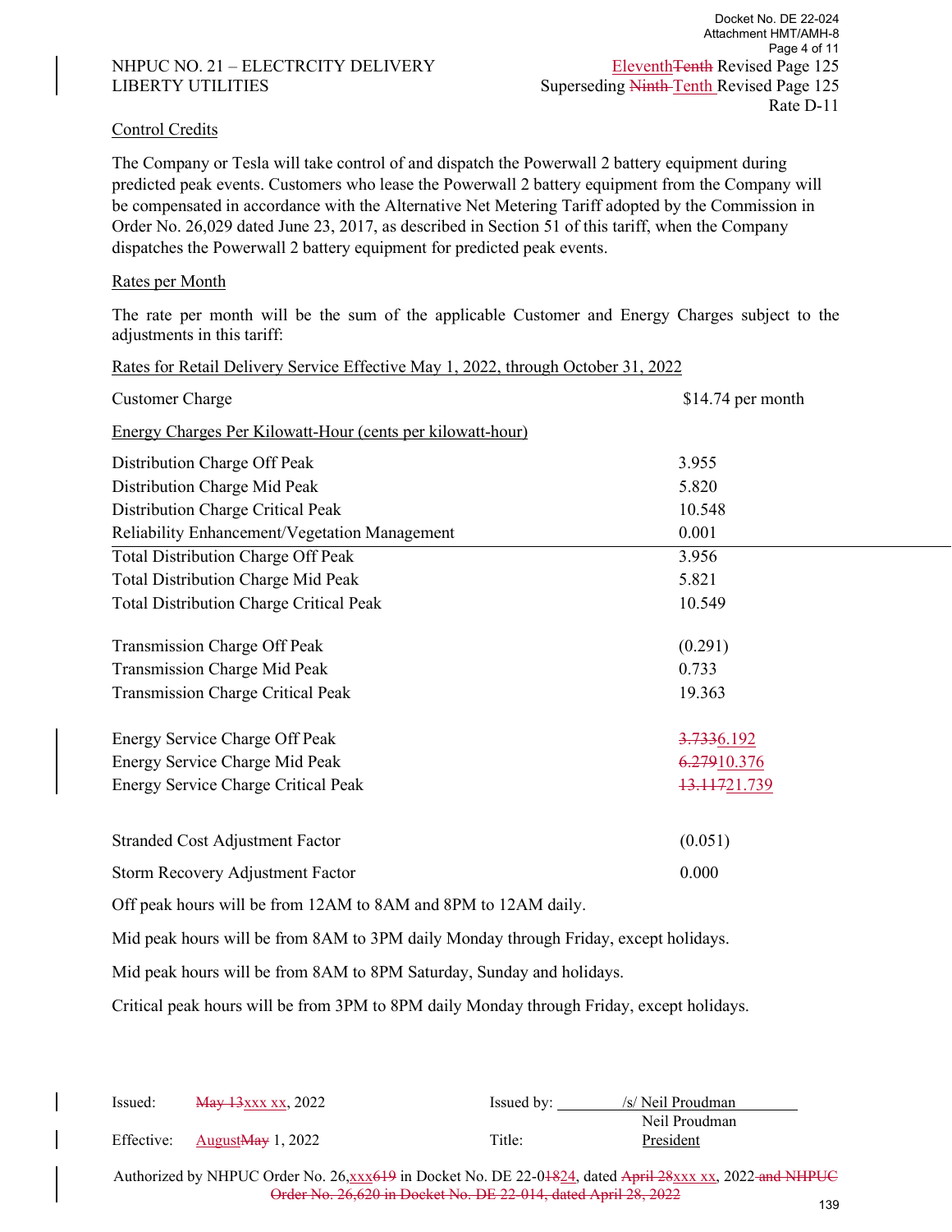Docket No. DE 22-024
Attachment HMT/AMH-8

NHPUC NO. 21 – ELECTRCITY DELIVERY
LIBERTY UTILITIES

~~Tenth~~ Eleventh Revised Page 125
Superseding ~~Ninth~~ Tenth Revised Page 125
Rate D-11

Control Credits

The Company or Tesla will take control of and dispatch the Powerwall 2 battery equipment during predicted peak events. Customers who lease the Powerwall 2 battery equipment from the Company will be compensated in accordance with the Alternative Net Metering Tariff adopted by the Commission in Order No. 26,029 dated June 23, 2017, as described in Section 51 of this tariff, when the Company dispatches the Powerwall 2 battery equipment for predicted peak events.

Rates per Month

The rate per month will be the sum of the applicable Customer and Energy Charges subject to the adjustments in this tariff:

Rates for Retail Delivery Service Effective May 1, 2022, through October 31, 2022

| | |
|---|---|
| Customer Charge | $14.74 per month |
| Energy Charges Per Kilowatt-Hour (cents per kilowatt-hour) | |
| Distribution Charge Off Peak | 3.955 |
| Distribution Charge Mid Peak | 5.820 |
| Distribution Charge Critical Peak | 10.548 |
| Reliability Enhancement/Vegetation Management | 0.001 |
| Total Distribution Charge Off Peak | 3.956 |
| Total Distribution Charge Mid Peak | 5.821 |
| Total Distribution Charge Critical Peak | 10.549 |
| Transmission Charge Off Peak | (0.291) |
| Transmission Charge Mid Peak | 0.733 |
| Transmission Charge Critical Peak | 19.363 |
| Energy Service Charge Off Peak | ~~3.733~~ 6.192 |
| Energy Service Charge Mid Peak | ~~6.279~~ 10.376 |
| Energy Service Charge Critical Peak | ~~13.117~~ 21.739 |
| Stranded Cost Adjustment Factor | (0.051) |
| Storm Recovery Adjustment Factor | 0.000 |

Off peak hours will be from 12AM to 8AM and 8PM to 12AM daily.

Mid peak hours will be from 8AM to 3PM daily Monday through Friday, except holidays.

Mid peak hours will be from 8AM to 8PM Saturday, Sunday and holidays.

Critical peak hours will be from 3PM to 8PM daily Monday through Friday, except holidays.

Issued: ~~May 13~~ xxx xx, 2022    Issued by: /s/ Neil Proudman
Neil Proudman

Effective: ~~May~~ August 1, 2022    Title: President

Authorized by NHPUC Order No. 26,~~619~~ xxx in Docket No. DE 22-0~~18~~ 24, dated ~~April 28~~ xxx xx, 2022 ~~and NHPUC Order No. 26,620 in Docket No. DE 22-014, dated April 28, 2022~~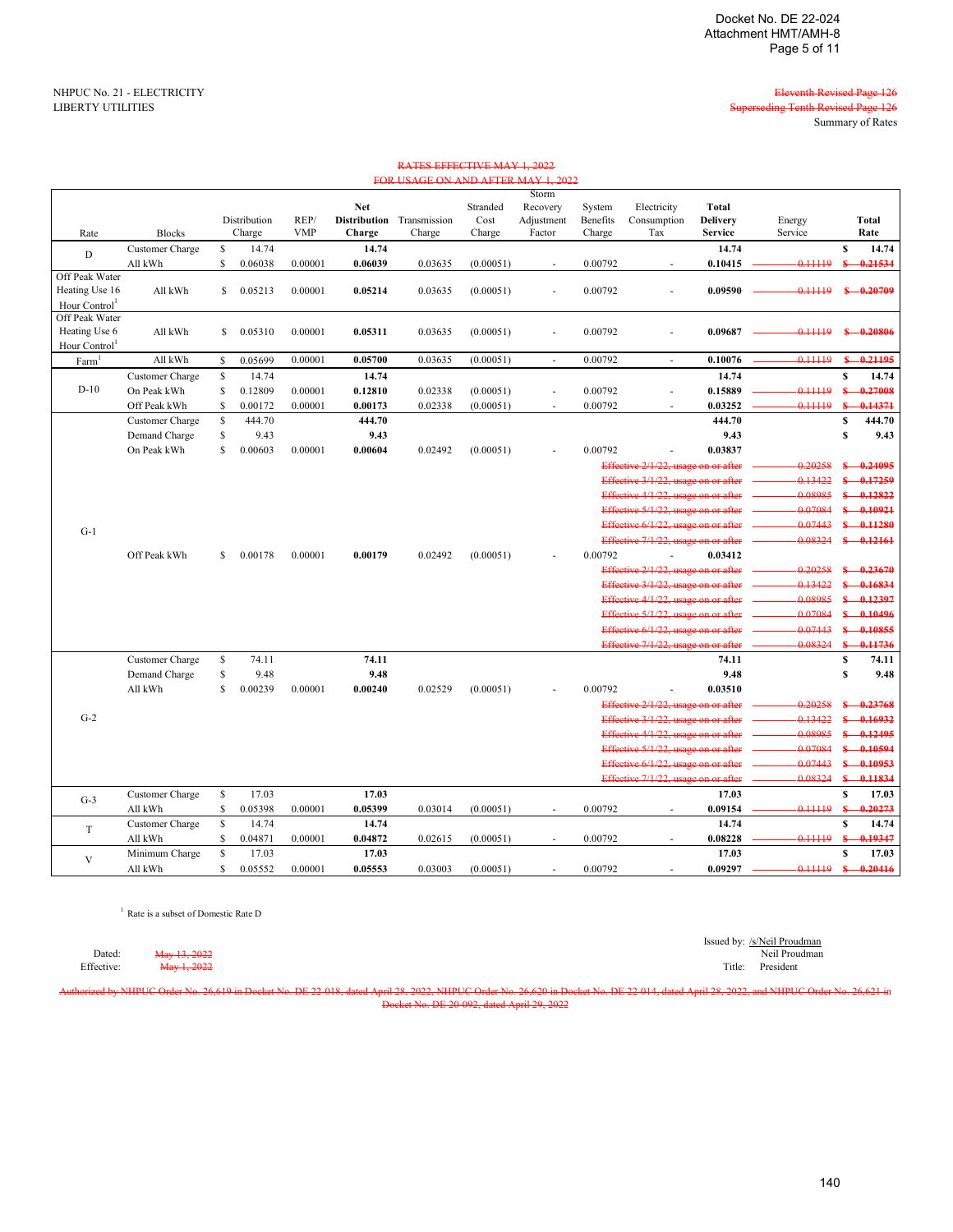Docket No. DE 22-024
Attachment HMT/AMH-8

NHPUC No. 21 - ELECTRICITY
LIBERTY UTILITIES

~~Eleventh Revised Page 126~~
~~Superseding Tenth Revised Page 126~~
Summary of Rates

~~RATES EFFECTIVE MAY 1, 2022~~
~~FOR USAGE ON AND AFTER MAY 1, 2022~~

| Rate | Blocks | Distribution Charge | REP/ VMP | Net Distribution Charge | Transmission Charge | Stranded Cost Charge | Storm Recovery Adjustment Factor | System Benefits Charge | Electricity Consumption Tax | Total Delivery Service | Energy Service | Total Rate |
|---|---|---|---|---|---|---|---|---|---|---|---|---|
| D | Customer Charge | $ 14.74 | | **14.74** | | | | | | **14.74** | | **$ 14.74** |
| | All kWh | $ 0.06038 | 0.00001 | **0.06039** | 0.03635 | (0.00051) | - | 0.00792 | - | **0.10415** | ~~0.11119~~ | ~~$ 0.21534~~ |
| Off Peak Water Heating Use 16 Hour Control[1] | All kWh | $ 0.05213 | 0.00001 | **0.05214** | 0.03635 | (0.00051) | - | 0.00792 | - | **0.09590** | ~~0.11119~~ | ~~$ 0.20709~~ |
| Off Peak Water Heating Use 6 Hour Control[1] | All kWh | $ 0.05310 | 0.00001 | **0.05311** | 0.03635 | (0.00051) | - | 0.00792 | - | **0.09687** | ~~0.11119~~ | ~~$ 0.20806~~ |
| Farm[1] | All kWh | $ 0.05699 | 0.00001 | **0.05700** | 0.03635 | (0.00051) | - | 0.00792 | - | **0.10076** | ~~0.11119~~ | ~~$ 0.21195~~ |
| D-10 | Customer Charge | $ 14.74 | | **14.74** | | | | | | **14.74** | | **$ 14.74** |
| | On Peak kWh | $ 0.12809 | 0.00001 | **0.12810** | 0.02338 | (0.00051) | - | 0.00792 | - | **0.15889** | ~~0.11119~~ | ~~$ 0.27008~~ |
| | Off Peak kWh | $ 0.00172 | 0.00001 | **0.00173** | 0.02338 | (0.00051) | - | 0.00792 | - | **0.03252** | ~~0.11119~~ | ~~$ 0.14371~~ |
| G-1 | Customer Charge | $ 444.70 | | **444.70** | | | | | | **444.70** | | **$ 444.70** |
| | Demand Charge | $ 9.43 | | **9.43** | | | | | | **9.43** | | **$ 9.43** |
| | On Peak kWh | $ 0.00603 | 0.00001 | **0.00604** | 0.02492 | (0.00051) | - | 0.00792 | - | **0.03837** | | |
| | | | | | | | | ~~Effective 2/1/22, usage on or after~~ | | | ~~0.20258~~ | ~~$ 0.24095~~ |
| | | | | | | | | ~~Effective 3/1/22, usage on or after~~ | | | ~~0.13422~~ | ~~$ 0.17259~~ |
| | | | | | | | | ~~Effective 4/1/22, usage on or after~~ | | | ~~0.08985~~ | ~~$ 0.12822~~ |
| | | | | | | | | ~~Effective 5/1/22, usage on or after~~ | | | ~~0.07084~~ | ~~$ 0.10921~~ |
| | | | | | | | | ~~Effective 6/1/22, usage on or after~~ | | | ~~0.07443~~ | ~~$ 0.11280~~ |
| | | | | | | | | ~~Effective 7/1/22, usage on or after~~ | | | ~~0.08324~~ | ~~$ 0.12161~~ |
| | Off Peak kWh | $ 0.00178 | 0.00001 | **0.00179** | 0.02492 | (0.00051) | - | 0.00792 | - | **0.03412** | | |
| | | | | | | | | ~~Effective 2/1/22, usage on or after~~ | | | ~~0.20258~~ | ~~$ 0.23670~~ |
| | | | | | | | | ~~Effective 3/1/22, usage on or after~~ | | | ~~0.13422~~ | ~~$ 0.16834~~ |
| | | | | | | | | ~~Effective 4/1/22, usage on or after~~ | | | ~~0.08985~~ | ~~$ 0.12397~~ |
| | | | | | | | | ~~Effective 5/1/22, usage on or after~~ | | | ~~0.07084~~ | ~~$ 0.10496~~ |
| | | | | | | | | ~~Effective 6/1/22, usage on or after~~ | | | ~~0.07443~~ | ~~$ 0.10855~~ |
| | | | | | | | | ~~Effective 7/1/22, usage on or after~~ | | | ~~0.08324~~ | ~~$ 0.11736~~ |
| G-2 | Customer Charge | $ 74.11 | | **74.11** | | | | | | **74.11** | | **$ 74.11** |
| | Demand Charge | $ 9.48 | | **9.48** | | | | | | **9.48** | | **$ 9.48** |
| | All kWh | $ 0.00239 | 0.00001 | **0.00240** | 0.02529 | (0.00051) | - | 0.00792 | - | **0.03510** | | |
| | | | | | | | | ~~Effective 2/1/22, usage on or after~~ | | | ~~0.20258~~ | ~~$ 0.23768~~ |
| | | | | | | | | ~~Effective 3/1/22, usage on or after~~ | | | ~~0.13422~~ | ~~$ 0.16932~~ |
| | | | | | | | | ~~Effective 4/1/22, usage on or after~~ | | | ~~0.08985~~ | ~~$ 0.12495~~ |
| | | | | | | | | ~~Effective 5/1/22, usage on or after~~ | | | ~~0.07084~~ | ~~$ 0.10594~~ |
| | | | | | | | | ~~Effective 6/1/22, usage on or after~~ | | | ~~0.07443~~ | ~~$ 0.10953~~ |
| | | | | | | | | ~~Effective 7/1/22, usage on or after~~ | | | ~~0.08324~~ | ~~$ 0.11834~~ |
| G-3 | Customer Charge | $ 17.03 | | **17.03** | | | | | | **17.03** | | **$ 17.03** |
| | All kWh | $ 0.05398 | 0.00001 | **0.05399** | 0.03014 | (0.00051) | - | 0.00792 | - | **0.09154** | ~~0.11119~~ | ~~$ 0.20273~~ |
| T | Customer Charge | $ 14.74 | | **14.74** | | | | | | **14.74** | | **$ 14.74** |
| | All kWh | $ 0.04871 | 0.00001 | **0.04872** | 0.02615 | (0.00051) | - | 0.00792 | - | **0.08228** | ~~0.11119~~ | ~~$ 0.19347~~ |
| V | Minimum Charge | $ 17.03 | | **17.03** | | | | | | **17.03** | | **$ 17.03** |
| | All kWh | $ 0.05552 | 0.00001 | **0.05553** | 0.03003 | (0.00051) | - | 0.00792 | - | **0.09297** | ~~0.11119~~ | ~~$ 0.20416~~ |

[1] Rate is a subset of Domestic Rate D

Dated: ~~May 13, 2022~~
Effective: ~~May 1, 2022~~

Issued by: /s/Neil Proudman
Neil Proudman
Title: President

~~Authorized by NHPUC Order No. 26,619 in Docket No. DE 22-018, dated April 28, 2022, NHPUC Order No. 26,620 in Docket No. DE 22-014, dated April 28, 2022, and NHPUC Order No. 26,621 in Docket No. DE 20-092, dated April 29, 2022~~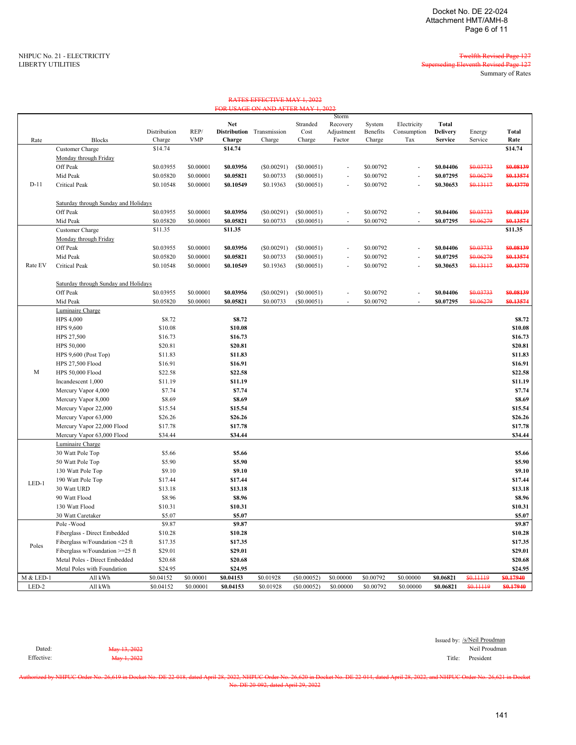Docket No. DE 22-024
Attachment HMT/AMH-8

NHPUC No. 21 - ELECTRICITY
LIBERTY UTILITIES

~~Twelfth Revised Page 127~~
~~Superseding Eleventh Revised Page 127~~
Summary of Rates

~~RATES EFFECTIVE MAY 1, 2022~~
~~FOR USAGE ON AND AFTER MAY 1, 2022~~

| Rate | Blocks | Distribution Charge | REP/ VMP | Net Distribution Charge | Transmission Charge | Stranded Cost Charge | Storm Recovery Adjustment Factor | System Benefits Charge | Electricity Consumption Tax | Total Delivery Service | Energy Service | Total Rate |
|---|---|---|---|---|---|---|---|---|---|---|---|---|
| D-11 | Customer Charge | $14.74 | | **$14.74** | | | | | | | | **$14.74** |
| | Monday through Friday | | | | | | | | | | | |
| | Off Peak | $0.03955 | $0.00001 | **$0.03956** | ($0.00291) | ($0.00051) | - | $0.00792 | - | **$0.04406** | ~~$0.03733~~ | ~~**$0.08139**~~ |
| | Mid Peak | $0.05820 | $0.00001 | **$0.05821** | $0.00733 | ($0.00051) | - | $0.00792 | - | **$0.07295** | ~~$0.06279~~ | ~~**$0.13574**~~ |
| | Critical Peak | $0.10548 | $0.00001 | **$0.10549** | $0.19363 | ($0.00051) | - | $0.00792 | - | **$0.30653** | ~~$0.13117~~ | ~~**$0.43770**~~ |
| | Saturday through Sunday and Holidays | | | | | | | | | | | |
| | Off Peak | $0.03955 | $0.00001 | **$0.03956** | ($0.00291) | ($0.00051) | - | $0.00792 | - | **$0.04406** | ~~$0.03733~~ | ~~**$0.08139**~~ |
| | Mid Peak | $0.05820 | $0.00001 | **$0.05821** | $0.00733 | ($0.00051) | - | $0.00792 | - | **$0.07295** | ~~$0.06279~~ | ~~**$0.13574**~~ |
| Rate EV | Customer Charge | $11.35 | | **$11.35** | | | | | | | | **$11.35** |
| | Monday through Friday | | | | | | | | | | | |
| | Off Peak | $0.03955 | $0.00001 | **$0.03956** | ($0.00291) | ($0.00051) | - | $0.00792 | - | **$0.04406** | ~~$0.03733~~ | ~~**$0.08139**~~ |
| | Mid Peak | $0.05820 | $0.00001 | **$0.05821** | $0.00733 | ($0.00051) | - | $0.00792 | - | **$0.07295** | ~~$0.06279~~ | ~~**$0.13574**~~ |
| | Critical Peak | $0.10548 | $0.00001 | **$0.10549** | $0.19363 | ($0.00051) | - | $0.00792 | - | **$0.30653** | ~~$0.13117~~ | ~~**$0.43770**~~ |
| | Saturday through Sunday and Holidays | | | | | | | | | | | |
| | Off Peak | $0.03955 | $0.00001 | **$0.03956** | ($0.00291) | ($0.00051) | - | $0.00792 | - | **$0.04406** | ~~$0.03733~~ | ~~**$0.08139**~~ |
| | Mid Peak | $0.05820 | $0.00001 | **$0.05821** | $0.00733 | ($0.00051) | - | $0.00792 | - | **$0.07295** | ~~$0.06279~~ | ~~**$0.13574**~~ |
| M | Luminaire Charge | | | | | | | | | | | |
| | HPS 4,000 | $8.72 | | **$8.72** | | | | | | | | **$8.72** |
| | HPS 9,600 | $10.08 | | **$10.08** | | | | | | | | **$10.08** |
| | HPS 27,500 | $16.73 | | **$16.73** | | | | | | | | **$16.73** |
| | HPS 50,000 | $20.81 | | **$20.81** | | | | | | | | **$20.81** |
| | HPS 9,600 (Post Top) | $11.83 | | **$11.83** | | | | | | | | **$11.83** |
| | HPS 27,500 Flood | $16.91 | | **$16.91** | | | | | | | | **$16.91** |
| | HPS 50,000 Flood | $22.58 | | **$22.58** | | | | | | | | **$22.58** |
| | Incandescent 1,000 | $11.19 | | **$11.19** | | | | | | | | **$11.19** |
| | Mercury Vapor 4,000 | $7.74 | | **$7.74** | | | | | | | | **$7.74** |
| | Mercury Vapor 8,000 | $8.69 | | **$8.69** | | | | | | | | **$8.69** |
| | Mercury Vapor 22,000 | $15.54 | | **$15.54** | | | | | | | | **$15.54** |
| | Mercury Vapor 63,000 | $26.26 | | **$26.26** | | | | | | | | **$26.26** |
| | Mercury Vapor 22,000 Flood | $17.78 | | **$17.78** | | | | | | | | **$17.78** |
| | Mercury Vapor 63,000 Flood | $34.44 | | **$34.44** | | | | | | | | **$34.44** |
| LED-1 | Luminaire Charge | | | | | | | | | | | |
| | 30 Watt Pole Top | $5.66 | | **$5.66** | | | | | | | | **$5.66** |
| | 50 Watt Pole Top | $5.90 | | **$5.90** | | | | | | | | **$5.90** |
| | 130 Watt Pole Top | $9.10 | | **$9.10** | | | | | | | | **$9.10** |
| | 190 Watt Pole Top | $17.44 | | **$17.44** | | | | | | | | **$17.44** |
| | 30 Watt URD | $13.18 | | **$13.18** | | | | | | | | **$13.18** |
| | 90 Watt Flood | $8.96 | | **$8.96** | | | | | | | | **$8.96** |
| | 130 Watt Flood | $10.31 | | **$10.31** | | | | | | | | **$10.31** |
| | 30 Watt Caretaker | $5.07 | | **$5.07** | | | | | | | | **$5.07** |
| Poles | Pole -Wood | $9.87 | | **$9.87** | | | | | | | | **$9.87** |
| | Fiberglass - Direct Embedded | $10.28 | | **$10.28** | | | | | | | | **$10.28** |
| | Fiberglass w/Foundation <25 ft | $17.35 | | **$17.35** | | | | | | | | **$17.35** |
| | Fiberglass w/Foundation >=25 ft | $29.01 | | **$29.01** | | | | | | | | **$29.01** |
| | Metal Poles - Direct Embedded | $20.68 | | **$20.68** | | | | | | | | **$20.68** |
| | Metal Poles with Foundation | $24.95 | | **$24.95** | | | | | | | | **$24.95** |
| M & LED-1 | All kWh | $0.04152 | $0.00001 | **$0.04153** | $0.01928 | ($0.00052) | $0.00000 | $0.00792 | $0.00000 | **$0.06821** | ~~$0.11119~~ | ~~**$0.17940**~~ |
| LED-2 | All kWh | $0.04152 | $0.00001 | **$0.04153** | $0.01928 | ($0.00052) | $0.00000 | $0.00792 | $0.00000 | **$0.06821** | ~~$0.11119~~ | ~~**$0.17940**~~ |

Dated: ~~May 13, 2022~~
Effective: ~~May 1, 2022~~

Issued by: /s/Neil Proudman
Neil Proudman
Title: President

~~Authorized by NHPUC Order No. 26,619 in Docket No. DE 22-018, dated April 28, 2022, NHPUC Order No. 26,620 in Docket No. DE 22-014, dated April 28, 2022, and NHPUC Order No. 26,621 in Docket No. DE 20-092, dated April 29, 2022~~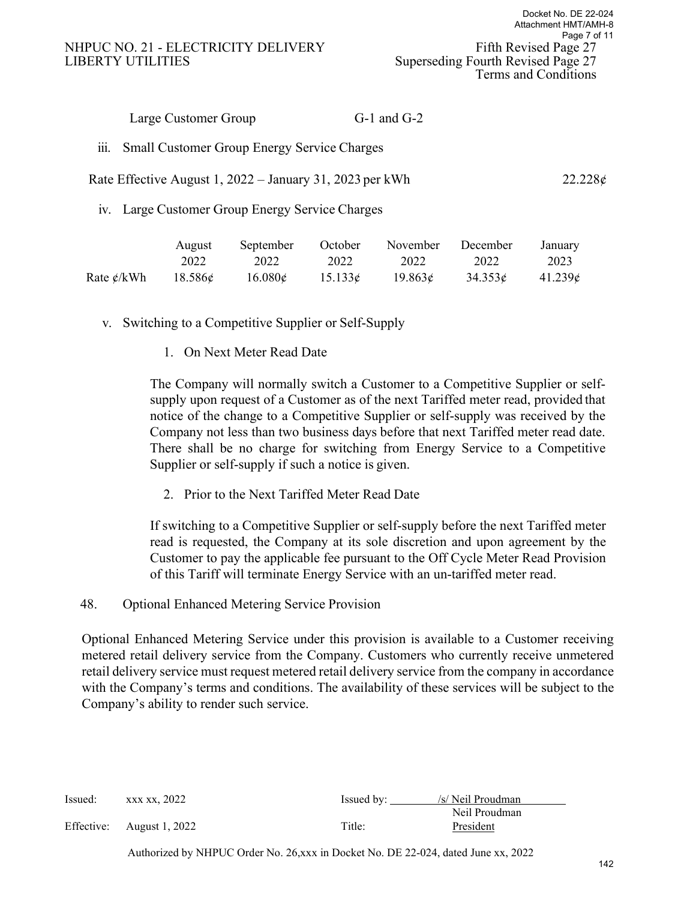Large Customer Group G-1 and G-2

iii. Small Customer Group Energy Service Charges

Rate Effective August 1, 2022 – January 31, 2023 per kWh 22.228¢

iv. Large Customer Group Energy Service Charges

| | August 2022 | September 2022 | October 2022 | November 2022 | December 2022 | January 2023 |
|---|---|---|---|---|---|---|
| Rate ¢/kWh | 18.586¢ | 16.080¢ | 15.133¢ | 19.863¢ | 34.353¢ | 41.239¢ |

v. Switching to a Competitive Supplier or Self-Supply

1. On Next Meter Read Date

The Company will normally switch a Customer to a Competitive Supplier or self-supply upon request of a Customer as of the next Tariffed meter read, provided that notice of the change to a Competitive Supplier or self-supply was received by the Company not less than two business days before that next Tariffed meter read date. There shall be no charge for switching from Energy Service to a Competitive Supplier or self-supply if such a notice is given.

2. Prior to the Next Tariffed Meter Read Date

If switching to a Competitive Supplier or self-supply before the next Tariffed meter read is requested, the Company at its sole discretion and upon agreement by the Customer to pay the applicable fee pursuant to the Off Cycle Meter Read Provision of this Tariff will terminate Energy Service with an un-tariffed meter read.

48. Optional Enhanced Metering Service Provision

Optional Enhanced Metering Service under this provision is available to a Customer receiving metered retail delivery service from the Company. Customers who currently receive unmetered retail delivery service must request metered retail delivery service from the company in accordance with the Company's terms and conditions. The availability of these services will be subject to the Company's ability to render such service.

Issued: xxx xx, 2022 Issued by: /s/ Neil Proudman, Neil Proudman

Effective: August 1, 2022 Title: President

Authorized by NHPUC Order No. 26,xxx in Docket No. DE 22-024, dated June xx, 2022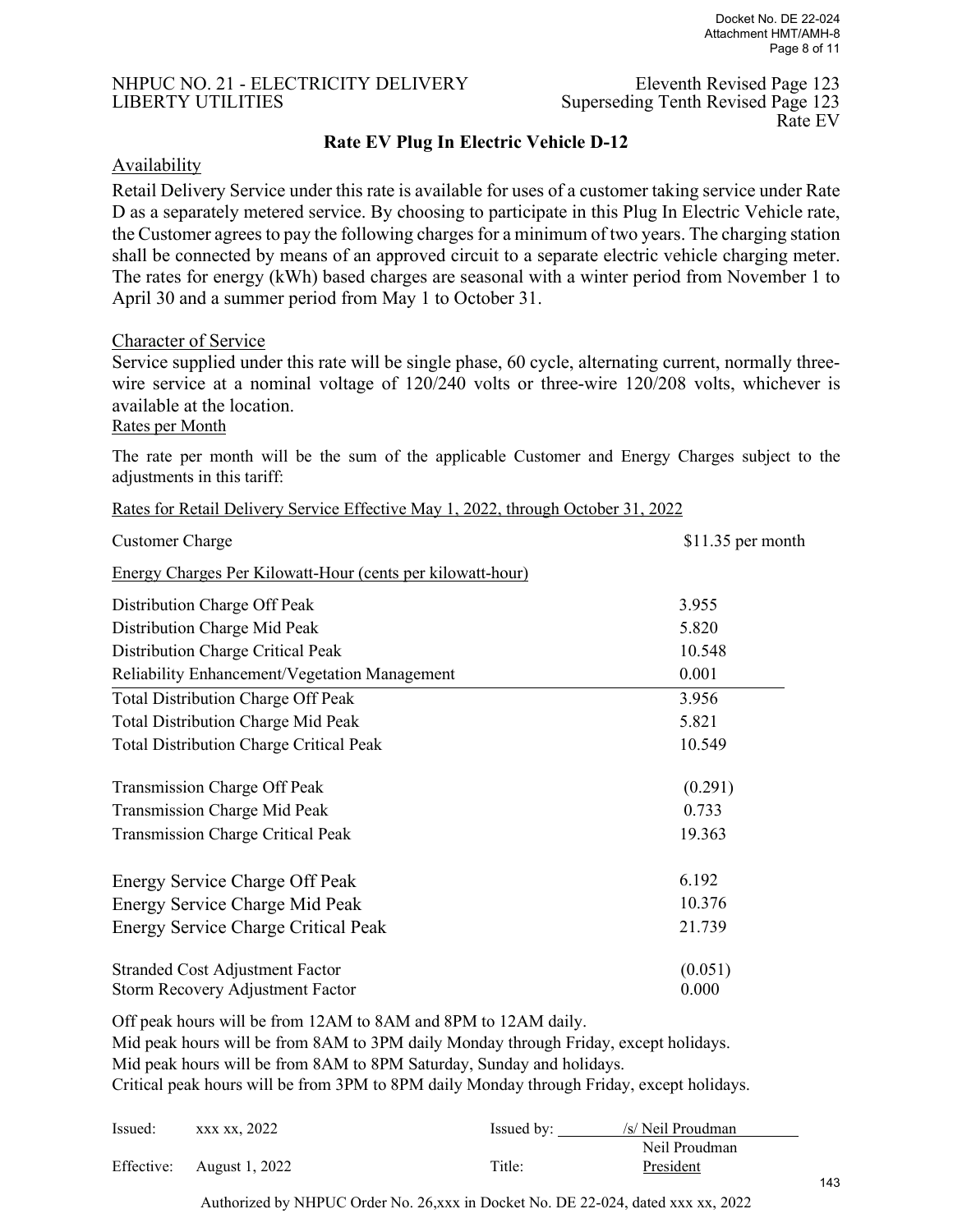NHPUC NO. 21 - ELECTRICITY DELIVERY
LIBERTY UTILITIES

Eleventh Revised Page 123
Superseding Tenth Revised Page 123
Rate EV

## Rate EV Plug In Electric Vehicle D-12

### Availability

Retail Delivery Service under this rate is available for uses of a customer taking service under Rate D as a separately metered service. By choosing to participate in this Plug In Electric Vehicle rate, the Customer agrees to pay the following charges for a minimum of two years. The charging station shall be connected by means of an approved circuit to a separate electric vehicle charging meter. The rates for energy (kWh) based charges are seasonal with a winter period from November 1 to April 30 and a summer period from May 1 to October 31.

### Character of Service

Service supplied under this rate will be single phase, 60 cycle, alternating current, normally three-wire service at a nominal voltage of 120/240 volts or three-wire 120/208 volts, whichever is available at the location.

### Rates per Month

The rate per month will be the sum of the applicable Customer and Energy Charges subject to the adjustments in this tariff:

Rates for Retail Delivery Service Effective May 1, 2022, through October 31, 2022

| | |
|---|---|
| Customer Charge | $11.35 per month |
| **Energy Charges Per Kilowatt-Hour (cents per kilowatt-hour)** | |
| Distribution Charge Off Peak | 3.955 |
| Distribution Charge Mid Peak | 5.820 |
| Distribution Charge Critical Peak | 10.548 |
| Reliability Enhancement/Vegetation Management | 0.001 |
| Total Distribution Charge Off Peak | 3.956 |
| Total Distribution Charge Mid Peak | 5.821 |
| Total Distribution Charge Critical Peak | 10.549 |
| | |
| Transmission Charge Off Peak | (0.291) |
| Transmission Charge Mid Peak | 0.733 |
| Transmission Charge Critical Peak | 19.363 |
| | |
| Energy Service Charge Off Peak | 6.192 |
| Energy Service Charge Mid Peak | 10.376 |
| Energy Service Charge Critical Peak | 21.739 |
| | |
| Stranded Cost Adjustment Factor | (0.051) |
| Storm Recovery Adjustment Factor | 0.000 |

Off peak hours will be from 12AM to 8AM and 8PM to 12AM daily.
Mid peak hours will be from 8AM to 3PM daily Monday through Friday, except holidays.
Mid peak hours will be from 8AM to 8PM Saturday, Sunday and holidays.
Critical peak hours will be from 3PM to 8PM daily Monday through Friday, except holidays.

| | | | |
|---|---|---|---|
| Issued: | xxx xx, 2022 | Issued by: | /s/ Neil Proudman<br>Neil Proudman |
| Effective: | August 1, 2022 | Title: | President |

Authorized by NHPUC Order No. 26,xxx in Docket No. DE 22-024, dated xxx xx, 2022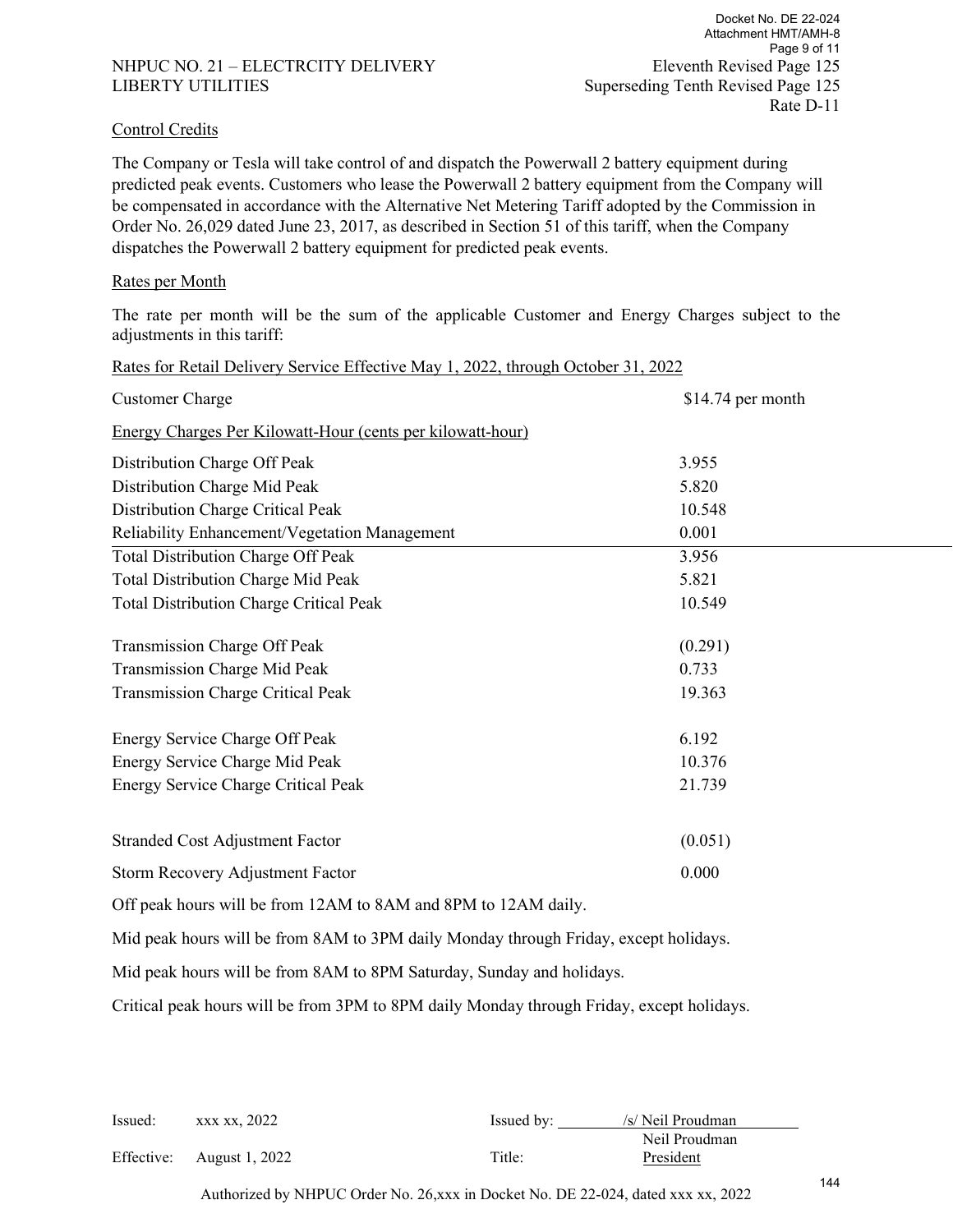NHPUC NO. 21 – ELECTRCITY DELIVERY
LIBERTY UTILITIES

Eleventh Revised Page 125
Superseding Tenth Revised Page 125
Rate D-11

## Control Credits

The Company or Tesla will take control of and dispatch the Powerwall 2 battery equipment during predicted peak events. Customers who lease the Powerwall 2 battery equipment from the Company will be compensated in accordance with the Alternative Net Metering Tariff adopted by the Commission in Order No. 26,029 dated June 23, 2017, as described in Section 51 of this tariff, when the Company dispatches the Powerwall 2 battery equipment for predicted peak events.

## Rates per Month

The rate per month will be the sum of the applicable Customer and Energy Charges subject to the adjustments in this tariff:

Rates for Retail Delivery Service Effective May 1, 2022, through October 31, 2022

| | |
|---|---|
| Customer Charge | $14.74 per month |
| **Energy Charges Per Kilowatt-Hour (cents per kilowatt-hour)** | |
| Distribution Charge Off Peak | 3.955 |
| Distribution Charge Mid Peak | 5.820 |
| Distribution Charge Critical Peak | 10.548 |
| Reliability Enhancement/Vegetation Management | 0.001 |
| Total Distribution Charge Off Peak | 3.956 |
| Total Distribution Charge Mid Peak | 5.821 |
| Total Distribution Charge Critical Peak | 10.549 |
| Transmission Charge Off Peak | (0.291) |
| Transmission Charge Mid Peak | 0.733 |
| Transmission Charge Critical Peak | 19.363 |
| Energy Service Charge Off Peak | 6.192 |
| Energy Service Charge Mid Peak | 10.376 |
| Energy Service Charge Critical Peak | 21.739 |
| Stranded Cost Adjustment Factor | (0.051) |
| Storm Recovery Adjustment Factor | 0.000 |

Off peak hours will be from 12AM to 8AM and 8PM to 12AM daily.

Mid peak hours will be from 8AM to 3PM daily Monday through Friday, except holidays.

Mid peak hours will be from 8AM to 8PM Saturday, Sunday and holidays.

Critical peak hours will be from 3PM to 8PM daily Monday through Friday, except holidays.

Issued: xxx xx, 2022 | Issued by: /s/ Neil Proudman, Neil Proudman
Effective: August 1, 2022 | Title: President

Authorized by NHPUC Order No. 26,xxx in Docket No. DE 22-024, dated xxx xx, 2022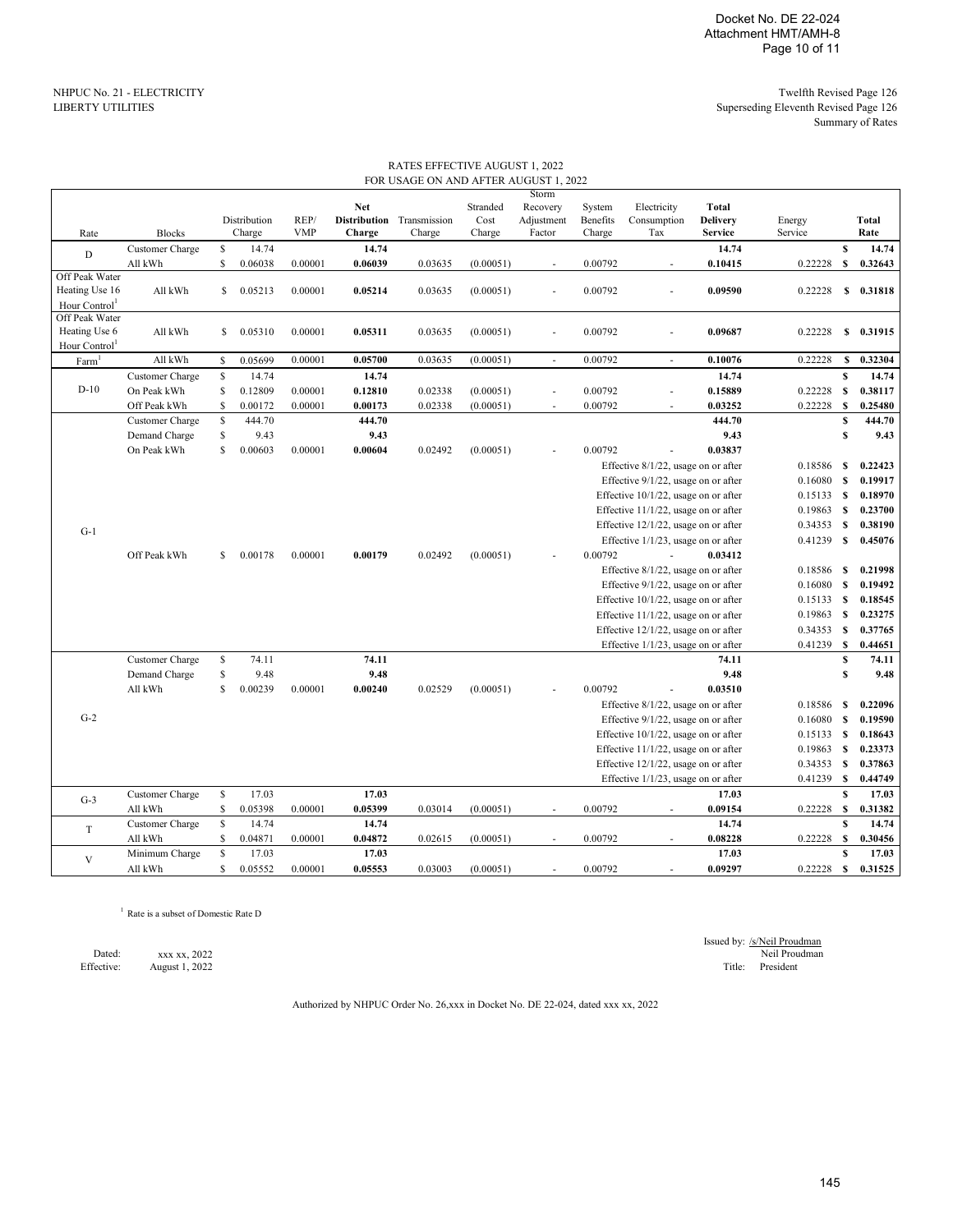Docket No. DE 22-024
Attachment HMT/AMH-8

NHPUC No. 21 - ELECTRICITY
LIBERTY UTILITIES

Twelfth Revised Page 126
Superseding Eleventh Revised Page 126
Summary of Rates

RATES EFFECTIVE AUGUST 1, 2022
FOR USAGE ON AND AFTER AUGUST 1, 2022

| Rate | Blocks | Distribution Charge | REP/ VMP | Net Distribution Charge | Transmission Charge | Stranded Cost Charge | Storm Recovery Adjustment Factor | System Benefits Charge | Electricity Consumption Tax | Total Delivery Service | Energy Service | Total Rate |
|---|---|---|---|---|---|---|---|---|---|---|---|---|
| D | Customer Charge | $ 14.74 | | **14.74** | | | | | | **14.74** | | $ **14.74** |
| | All kWh | $ 0.06038 | 0.00001 | **0.06039** | 0.03635 | (0.00051) | - | 0.00792 | - | **0.10415** | 0.22228 | $ **0.32643** |
| Off Peak Water Heating Use 16 Hour Control[1] | All kWh | $ 0.05213 | 0.00001 | **0.05214** | 0.03635 | (0.00051) | - | 0.00792 | - | **0.09590** | 0.22228 | $ **0.31818** |
| Off Peak Water Heating Use 6 Hour Control[1] | All kWh | $ 0.05310 | 0.00001 | **0.05311** | 0.03635 | (0.00051) | - | 0.00792 | - | **0.09687** | 0.22228 | $ **0.31915** |
| Farm[1] | All kWh | $ 0.05699 | 0.00001 | **0.05700** | 0.03635 | (0.00051) | - | 0.00792 | - | **0.10076** | 0.22228 | $ **0.32304** |
| D-10 | Customer Charge | $ 14.74 | | **14.74** | | | | | | **14.74** | | $ **14.74** |
| | On Peak kWh | $ 0.12809 | 0.00001 | **0.12810** | 0.02338 | (0.00051) | - | 0.00792 | - | **0.15889** | 0.22228 | $ **0.38117** |
| | Off Peak kWh | $ 0.00172 | 0.00001 | **0.00173** | 0.02338 | (0.00051) | - | 0.00792 | - | **0.03252** | 0.22228 | $ **0.25480** |
| G-1 | Customer Charge | $ 444.70 | | **444.70** | | | | | | **444.70** | | $ **444.70** |
| | Demand Charge | $ 9.43 | | **9.43** | | | | | | **9.43** | | $ **9.43** |
| | On Peak kWh | $ 0.00603 | 0.00001 | **0.00604** | 0.02492 | (0.00051) | - | 0.00792 | - | **0.03837** | | |
| | | | | | | | | Effective 8/1/22, usage on or after | | | 0.18586 | $ **0.22423** |
| | | | | | | | | Effective 9/1/22, usage on or after | | | 0.16080 | $ **0.19917** |
| | | | | | | | | Effective 10/1/22, usage on or after | | | 0.15133 | $ **0.18970** |
| | | | | | | | | Effective 11/1/22, usage on or after | | | 0.19863 | $ **0.23700** |
| | | | | | | | | Effective 12/1/22, usage on or after | | | 0.34353 | $ **0.38190** |
| | | | | | | | | Effective 1/1/23, usage on or after | | | 0.41239 | $ **0.45076** |
| | Off Peak kWh | $ 0.00178 | 0.00001 | **0.00179** | 0.02492 | (0.00051) | - | 0.00792 | - | **0.03412** | | |
| | | | | | | | | Effective 8/1/22, usage on or after | | | 0.18586 | $ **0.21998** |
| | | | | | | | | Effective 9/1/22, usage on or after | | | 0.16080 | $ **0.19492** |
| | | | | | | | | Effective 10/1/22, usage on or after | | | 0.15133 | $ **0.18545** |
| | | | | | | | | Effective 11/1/22, usage on or after | | | 0.19863 | $ **0.23275** |
| | | | | | | | | Effective 12/1/22, usage on or after | | | 0.34353 | $ **0.37765** |
| | | | | | | | | Effective 1/1/23, usage on or after | | | 0.41239 | $ **0.44651** |
| G-2 | Customer Charge | $ 74.11 | | **74.11** | | | | | | **74.11** | | $ **74.11** |
| | Demand Charge | $ 9.48 | | **9.48** | | | | | | **9.48** | | $ **9.48** |
| | All kWh | $ 0.00239 | 0.00001 | **0.00240** | 0.02529 | (0.00051) | - | 0.00792 | - | **0.03510** | | |
| | | | | | | | | Effective 8/1/22, usage on or after | | | 0.18586 | $ **0.22096** |
| | | | | | | | | Effective 9/1/22, usage on or after | | | 0.16080 | $ **0.19590** |
| | | | | | | | | Effective 10/1/22, usage on or after | | | 0.15133 | $ **0.18643** |
| | | | | | | | | Effective 11/1/22, usage on or after | | | 0.19863 | $ **0.23373** |
| | | | | | | | | Effective 12/1/22, usage on or after | | | 0.34353 | $ **0.37863** |
| | | | | | | | | Effective 1/1/23, usage on or after | | | 0.41239 | $ **0.44749** |
| G-3 | Customer Charge | $ 17.03 | | **17.03** | | | | | | **17.03** | | $ **17.03** |
| | All kWh | $ 0.05398 | 0.00001 | **0.05399** | 0.03014 | (0.00051) | - | 0.00792 | - | **0.09154** | 0.22228 | $ **0.31382** |
| T | Customer Charge | $ 14.74 | | **14.74** | | | | | | **14.74** | | $ **14.74** |
| | All kWh | $ 0.04871 | 0.00001 | **0.04872** | 0.02615 | (0.00051) | - | 0.00792 | - | **0.08228** | 0.22228 | $ **0.30456** |
| V | Minimum Charge | $ 17.03 | | **17.03** | | | | | | **17.03** | | $ **17.03** |
| | All kWh | $ 0.05552 | 0.00001 | **0.05553** | 0.03003 | (0.00051) | - | 0.00792 | - | **0.09297** | 0.22228 | $ **0.31525** |

[1] Rate is a subset of Domestic Rate D

Dated: xxx xx, 2022
Effective: August 1, 2022

Issued by: /s/Neil Proudman
Neil Proudman
Title: President

Authorized by NHPUC Order No. 26,xxx in Docket No. DE 22-024, dated xxx xx, 2022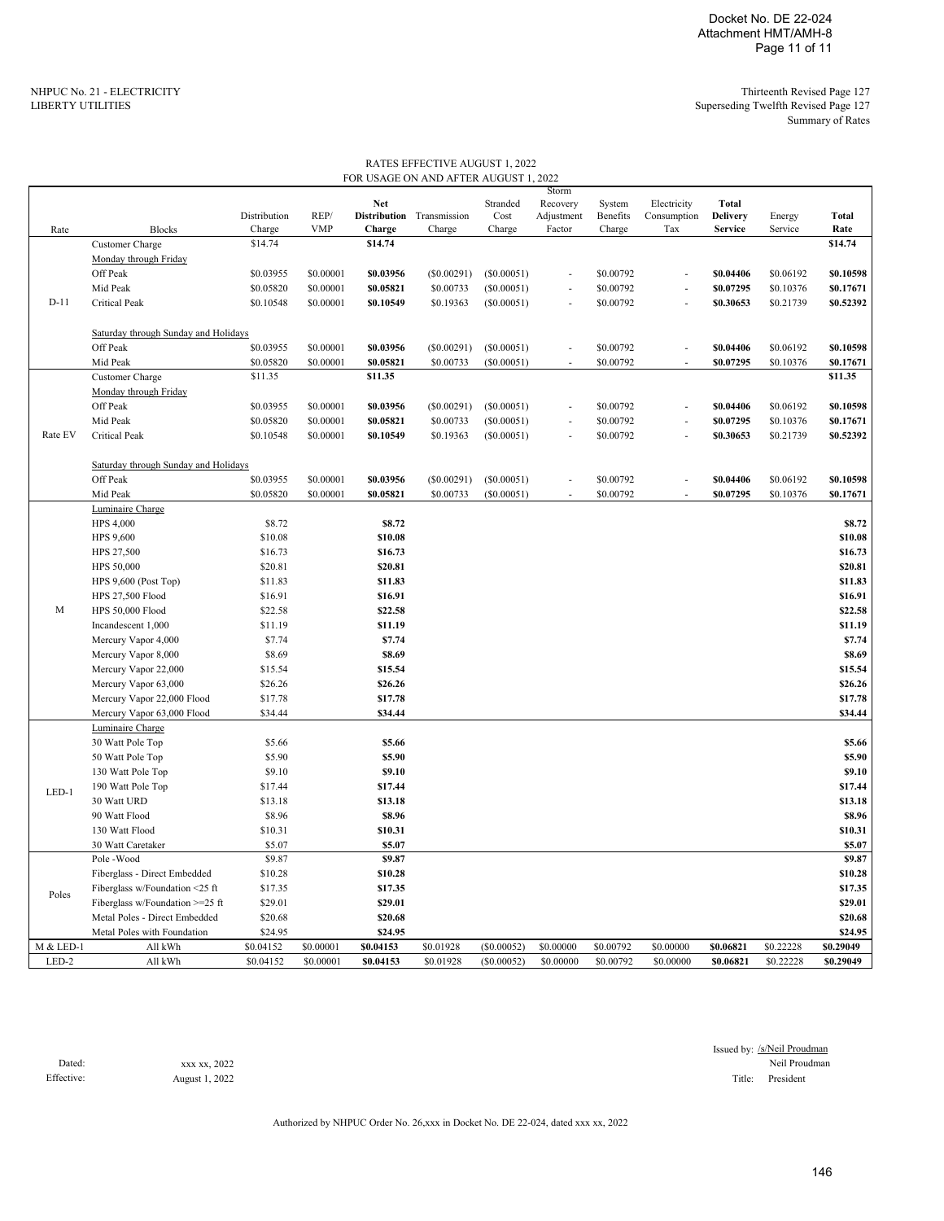Docket No. DE 22-024
Attachment HMT/AMH-8

NHPUC No. 21 - ELECTRICITY
LIBERTY UTILITIES

Thirteenth Revised Page 127
Superseding Twelfth Revised Page 127
Summary of Rates

RATES EFFECTIVE AUGUST 1, 2022
FOR USAGE ON AND AFTER AUGUST 1, 2022

| Rate | Blocks | Distribution Charge | REP/ VMP | Net Distribution Charge | Transmission Charge | Stranded Cost Charge | Storm Recovery Adjustment Factor | System Benefits Charge | Electricity Consumption Tax | Total Delivery Service | Energy Service | Total Rate |
|---|---|---|---|---|---|---|---|---|---|---|---|---|
| D-11 | Customer Charge | \$14.74 | | **\$14.74** | | | | | | | | **\$14.74** |
| | Monday through Friday | | | | | | | | | | | |
| | Off Peak | \$0.03955 | \$0.00001 | **\$0.03956** | (\$0.00291) | (\$0.00051) | - | \$0.00792 | - | **\$0.04406** | \$0.06192 | **\$0.10598** |
| | Mid Peak | \$0.05820 | \$0.00001 | **\$0.05821** | \$0.00733 | (\$0.00051) | - | \$0.00792 | - | **\$0.07295** | \$0.10376 | **\$0.17671** |
| | Critical Peak | \$0.10548 | \$0.00001 | **\$0.10549** | \$0.19363 | (\$0.00051) | - | \$0.00792 | - | **\$0.30653** | \$0.21739 | **\$0.52392** |
| | Saturday through Sunday and Holidays | | | | | | | | | | | |
| | Off Peak | \$0.03955 | \$0.00001 | **\$0.03956** | (\$0.00291) | (\$0.00051) | - | \$0.00792 | - | **\$0.04406** | \$0.06192 | **\$0.10598** |
| | Mid Peak | \$0.05820 | \$0.00001 | **\$0.05821** | \$0.00733 | (\$0.00051) | - | \$0.00792 | - | **\$0.07295** | \$0.10376 | **\$0.17671** |
| Rate EV | Customer Charge | \$11.35 | | **\$11.35** | | | | | | | | **\$11.35** |
| | Monday through Friday | | | | | | | | | | | |
| | Off Peak | \$0.03955 | \$0.00001 | **\$0.03956** | (\$0.00291) | (\$0.00051) | - | \$0.00792 | - | **\$0.04406** | \$0.06192 | **\$0.10598** |
| | Mid Peak | \$0.05820 | \$0.00001 | **\$0.05821** | \$0.00733 | (\$0.00051) | - | \$0.00792 | - | **\$0.07295** | \$0.10376 | **\$0.17671** |
| | Critical Peak | \$0.10548 | \$0.00001 | **\$0.10549** | \$0.19363 | (\$0.00051) | - | \$0.00792 | - | **\$0.30653** | \$0.21739 | **\$0.52392** |
| | Saturday through Sunday and Holidays | | | | | | | | | | | |
| | Off Peak | \$0.03955 | \$0.00001 | **\$0.03956** | (\$0.00291) | (\$0.00051) | - | \$0.00792 | - | **\$0.04406** | \$0.06192 | **\$0.10598** |
| | Mid Peak | \$0.05820 | \$0.00001 | **\$0.05821** | \$0.00733 | (\$0.00051) | - | \$0.00792 | - | **\$0.07295** | \$0.10376 | **\$0.17671** |
| M | Luminaire Charge | | | | | | | | | | | |
| | HPS 4,000 | \$8.72 | | **\$8.72** | | | | | | | | **\$8.72** |
| | HPS 9,600 | \$10.08 | | **\$10.08** | | | | | | | | **\$10.08** |
| | HPS 27,500 | \$16.73 | | **\$16.73** | | | | | | | | **\$16.73** |
| | HPS 50,000 | \$20.81 | | **\$20.81** | | | | | | | | **\$20.81** |
| | HPS 9,600 (Post Top) | \$11.83 | | **\$11.83** | | | | | | | | **\$11.83** |
| | HPS 27,500 Flood | \$16.91 | | **\$16.91** | | | | | | | | **\$16.91** |
| | HPS 50,000 Flood | \$22.58 | | **\$22.58** | | | | | | | | **\$22.58** |
| | Incandescent 1,000 | \$11.19 | | **\$11.19** | | | | | | | | **\$11.19** |
| | Mercury Vapor 4,000 | \$7.74 | | **\$7.74** | | | | | | | | **\$7.74** |
| | Mercury Vapor 8,000 | \$8.69 | | **\$8.69** | | | | | | | | **\$8.69** |
| | Mercury Vapor 22,000 | \$15.54 | | **\$15.54** | | | | | | | | **\$15.54** |
| | Mercury Vapor 63,000 | \$26.26 | | **\$26.26** | | | | | | | | **\$26.26** |
| | Mercury Vapor 22,000 Flood | \$17.78 | | **\$17.78** | | | | | | | | **\$17.78** |
| | Mercury Vapor 63,000 Flood | \$34.44 | | **\$34.44** | | | | | | | | **\$34.44** |
| LED-1 | Luminaire Charge | | | | | | | | | | | |
| | 30 Watt Pole Top | \$5.66 | | **\$5.66** | | | | | | | | **\$5.66** |
| | 50 Watt Pole Top | \$5.90 | | **\$5.90** | | | | | | | | **\$5.90** |
| | 130 Watt Pole Top | \$9.10 | | **\$9.10** | | | | | | | | **\$9.10** |
| | 190 Watt Pole Top | \$17.44 | | **\$17.44** | | | | | | | | **\$17.44** |
| | 30 Watt URD | \$13.18 | | **\$13.18** | | | | | | | | **\$13.18** |
| | 90 Watt Flood | \$8.96 | | **\$8.96** | | | | | | | | **\$8.96** |
| | 130 Watt Flood | \$10.31 | | **\$10.31** | | | | | | | | **\$10.31** |
| | 30 Watt Caretaker | \$5.07 | | **\$5.07** | | | | | | | | **\$5.07** |
| Poles | Pole -Wood | \$9.87 | | **\$9.87** | | | | | | | | **\$9.87** |
| | Fiberglass - Direct Embedded | \$10.28 | | **\$10.28** | | | | | | | | **\$10.28** |
| | Fiberglass w/Foundation <25 ft | \$17.35 | | **\$17.35** | | | | | | | | **\$17.35** |
| | Fiberglass w/Foundation >=25 ft | \$29.01 | | **\$29.01** | | | | | | | | **\$29.01** |
| | Metal Poles - Direct Embedded | \$20.68 | | **\$20.68** | | | | | | | | **\$20.68** |
| | Metal Poles with Foundation | \$24.95 | | **\$24.95** | | | | | | | | **\$24.95** |
| M & LED-1 | All kWh | \$0.04152 | \$0.00001 | **\$0.04153** | \$0.01928 | (\$0.00052) | \$0.00000 | \$0.00792 | \$0.00000 | **\$0.06821** | \$0.22228 | **\$0.29049** |
| LED-2 | All kWh | \$0.04152 | \$0.00001 | **\$0.04153** | \$0.01928 | (\$0.00052) | \$0.00000 | \$0.00792 | \$0.00000 | **\$0.06821** | \$0.22228 | **\$0.29049** |

Dated: xxx xx, 2022
Effective: August 1, 2022

Issued by: /s/Neil Proudman
Neil Proudman
Title: President

Authorized by NHPUC Order No. 26,xxx in Docket No. DE 22-024, dated xxx xx, 2022